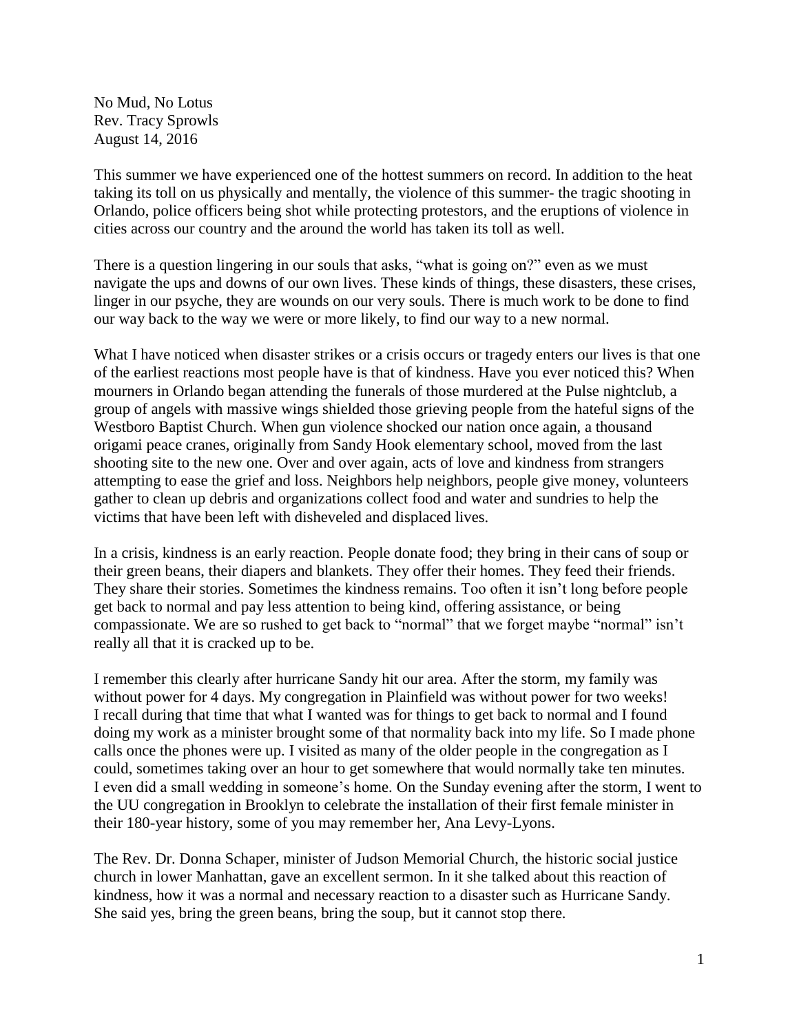No Mud, No Lotus
Rev. Tracy Sprowls
August 14, 2016

This summer we have experienced one of the hottest summers on record. In addition to the heat taking its toll on us physically and mentally, the violence of this summer- the tragic shooting in Orlando, police officers being shot while protecting protestors, and the eruptions of violence in cities across our country and the around the world has taken its toll as well.

There is a question lingering in our souls that asks, "what is going on?" even as we must navigate the ups and downs of our own lives. These kinds of things, these disasters, these crises, linger in our psyche, they are wounds on our very souls. There is much work to be done to find our way back to the way we were or more likely, to find our way to a new normal.

What I have noticed when disaster strikes or a crisis occurs or tragedy enters our lives is that one of the earliest reactions most people have is that of kindness. Have you ever noticed this? When mourners in Orlando began attending the funerals of those murdered at the Pulse nightclub, a group of angels with massive wings shielded those grieving people from the hateful signs of the Westboro Baptist Church. When gun violence shocked our nation once again, a thousand origami peace cranes, originally from Sandy Hook elementary school, moved from the last shooting site to the new one. Over and over again, acts of love and kindness from strangers attempting to ease the grief and loss. Neighbors help neighbors, people give money, volunteers gather to clean up debris and organizations collect food and water and sundries to help the victims that have been left with disheveled and displaced lives.

In a crisis, kindness is an early reaction. People donate food; they bring in their cans of soup or their green beans, their diapers and blankets. They offer their homes. They feed their friends. They share their stories. Sometimes the kindness remains. Too often it isn't long before people get back to normal and pay less attention to being kind, offering assistance, or being compassionate. We are so rushed to get back to "normal" that we forget maybe "normal" isn't really all that it is cracked up to be.

I remember this clearly after hurricane Sandy hit our area. After the storm, my family was without power for 4 days. My congregation in Plainfield was without power for two weeks! I recall during that time that what I wanted was for things to get back to normal and I found doing my work as a minister brought some of that normality back into my life. So I made phone calls once the phones were up. I visited as many of the older people in the congregation as I could, sometimes taking over an hour to get somewhere that would normally take ten minutes. I even did a small wedding in someone's home. On the Sunday evening after the storm, I went to the UU congregation in Brooklyn to celebrate the installation of their first female minister in their 180-year history, some of you may remember her, Ana Levy-Lyons.

The Rev. Dr. Donna Schaper, minister of Judson Memorial Church, the historic social justice church in lower Manhattan, gave an excellent sermon. In it she talked about this reaction of kindness, how it was a normal and necessary reaction to a disaster such as Hurricane Sandy. She said yes, bring the green beans, bring the soup, but it cannot stop there.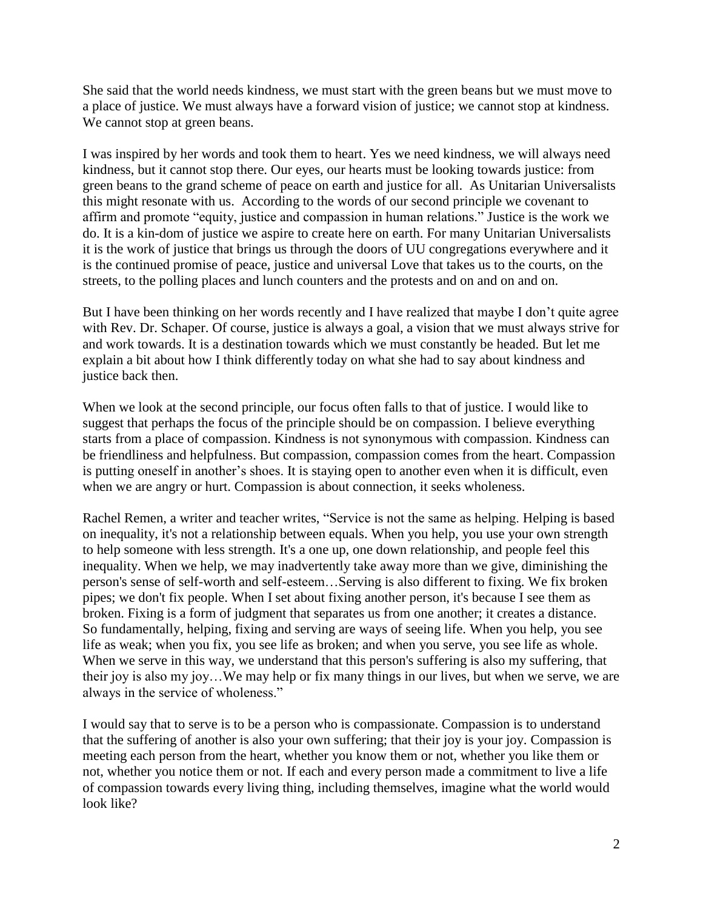She said that the world needs kindness, we must start with the green beans but we must move to a place of justice. We must always have a forward vision of justice; we cannot stop at kindness. We cannot stop at green beans.

I was inspired by her words and took them to heart. Yes we need kindness, we will always need kindness, but it cannot stop there. Our eyes, our hearts must be looking towards justice: from green beans to the grand scheme of peace on earth and justice for all. As Unitarian Universalists this might resonate with us. According to the words of our second principle we covenant to affirm and promote "equity, justice and compassion in human relations." Justice is the work we do. It is a kin-dom of justice we aspire to create here on earth. For many Unitarian Universalists it is the work of justice that brings us through the doors of UU congregations everywhere and it is the continued promise of peace, justice and universal Love that takes us to the courts, on the streets, to the polling places and lunch counters and the protests and on and on and on.

But I have been thinking on her words recently and I have realized that maybe I don't quite agree with Rev. Dr. Schaper. Of course, justice is always a goal, a vision that we must always strive for and work towards. It is a destination towards which we must constantly be headed. But let me explain a bit about how I think differently today on what she had to say about kindness and justice back then.

When we look at the second principle, our focus often falls to that of justice. I would like to suggest that perhaps the focus of the principle should be on compassion. I believe everything starts from a place of compassion. Kindness is not synonymous with compassion. Kindness can be friendliness and helpfulness. But compassion, compassion comes from the heart. Compassion is putting oneself in another's shoes. It is staying open to another even when it is difficult, even when we are angry or hurt. Compassion is about connection, it seeks wholeness.

Rachel Remen, a writer and teacher writes, "Service is not the same as helping. Helping is based on inequality, it's not a relationship between equals. When you help, you use your own strength to help someone with less strength. It's a one up, one down relationship, and people feel this inequality. When we help, we may inadvertently take away more than we give, diminishing the person's sense of self-worth and self-esteem…Serving is also different to fixing. We fix broken pipes; we don't fix people. When I set about fixing another person, it's because I see them as broken. Fixing is a form of judgment that separates us from one another; it creates a distance. So fundamentally, helping, fixing and serving are ways of seeing life. When you help, you see life as weak; when you fix, you see life as broken; and when you serve, you see life as whole. When we serve in this way, we understand that this person's suffering is also my suffering, that their joy is also my joy…We may help or fix many things in our lives, but when we serve, we are always in the service of wholeness."

I would say that to serve is to be a person who is compassionate. Compassion is to understand that the suffering of another is also your own suffering; that their joy is your joy. Compassion is meeting each person from the heart, whether you know them or not, whether you like them or not, whether you notice them or not. If each and every person made a commitment to live a life of compassion towards every living thing, including themselves, imagine what the world would look like?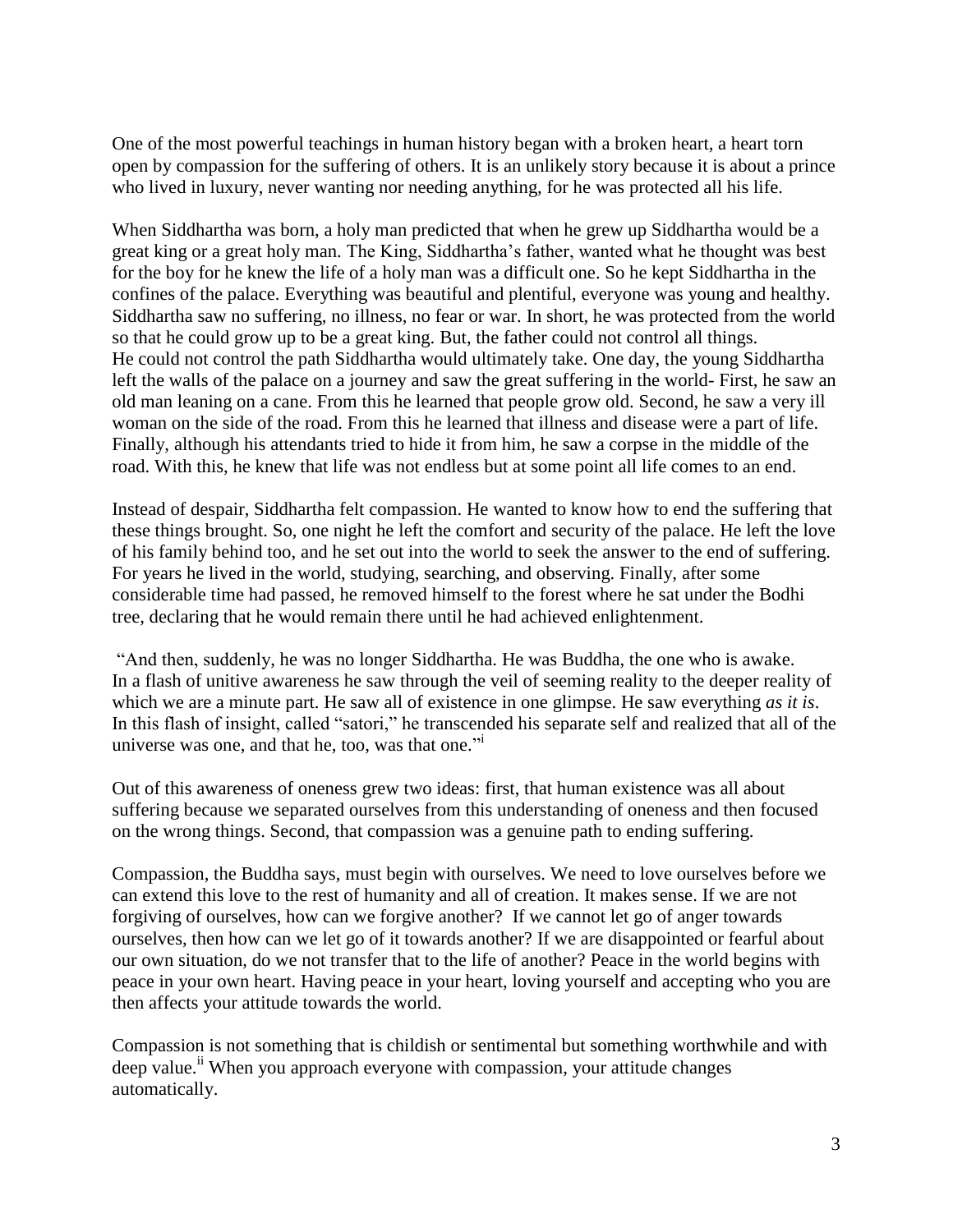One of the most powerful teachings in human history began with a broken heart, a heart torn open by compassion for the suffering of others. It is an unlikely story because it is about a prince who lived in luxury, never wanting nor needing anything, for he was protected all his life.

When Siddhartha was born, a holy man predicted that when he grew up Siddhartha would be a great king or a great holy man. The King, Siddhartha's father, wanted what he thought was best for the boy for he knew the life of a holy man was a difficult one. So he kept Siddhartha in the confines of the palace. Everything was beautiful and plentiful, everyone was young and healthy. Siddhartha saw no suffering, no illness, no fear or war. In short, he was protected from the world so that he could grow up to be a great king. But, the father could not control all things. He could not control the path Siddhartha would ultimately take. One day, the young Siddhartha left the walls of the palace on a journey and saw the great suffering in the world- First, he saw an old man leaning on a cane. From this he learned that people grow old. Second, he saw a very ill woman on the side of the road. From this he learned that illness and disease were a part of life. Finally, although his attendants tried to hide it from him, he saw a corpse in the middle of the road. With this, he knew that life was not endless but at some point all life comes to an end.

Instead of despair, Siddhartha felt compassion. He wanted to know how to end the suffering that these things brought. So, one night he left the comfort and security of the palace. He left the love of his family behind too, and he set out into the world to seek the answer to the end of suffering. For years he lived in the world, studying, searching, and observing. Finally, after some considerable time had passed, he removed himself to the forest where he sat under the Bodhi tree, declaring that he would remain there until he had achieved enlightenment.

"And then, suddenly, he was no longer Siddhartha. He was Buddha, the one who is awake. In a flash of unitive awareness he saw through the veil of seeming reality to the deeper reality of which we are a minute part. He saw all of existence in one glimpse. He saw everything *as it is*. In this flash of insight, called "satori," he transcended his separate self and realized that all of the universe was one, and that he, too, was that one."[i]

Out of this awareness of oneness grew two ideas: first, that human existence was all about suffering because we separated ourselves from this understanding of oneness and then focused on the wrong things. Second, that compassion was a genuine path to ending suffering.

Compassion, the Buddha says, must begin with ourselves. We need to love ourselves before we can extend this love to the rest of humanity and all of creation. It makes sense. If we are not forgiving of ourselves, how can we forgive another? If we cannot let go of anger towards ourselves, then how can we let go of it towards another? If we are disappointed or fearful about our own situation, do we not transfer that to the life of another? Peace in the world begins with peace in your own heart. Having peace in your heart, loving yourself and accepting who you are then affects your attitude towards the world.

Compassion is not something that is childish or sentimental but something worthwhile and with deep value.[ii] When you approach everyone with compassion, your attitude changes automatically.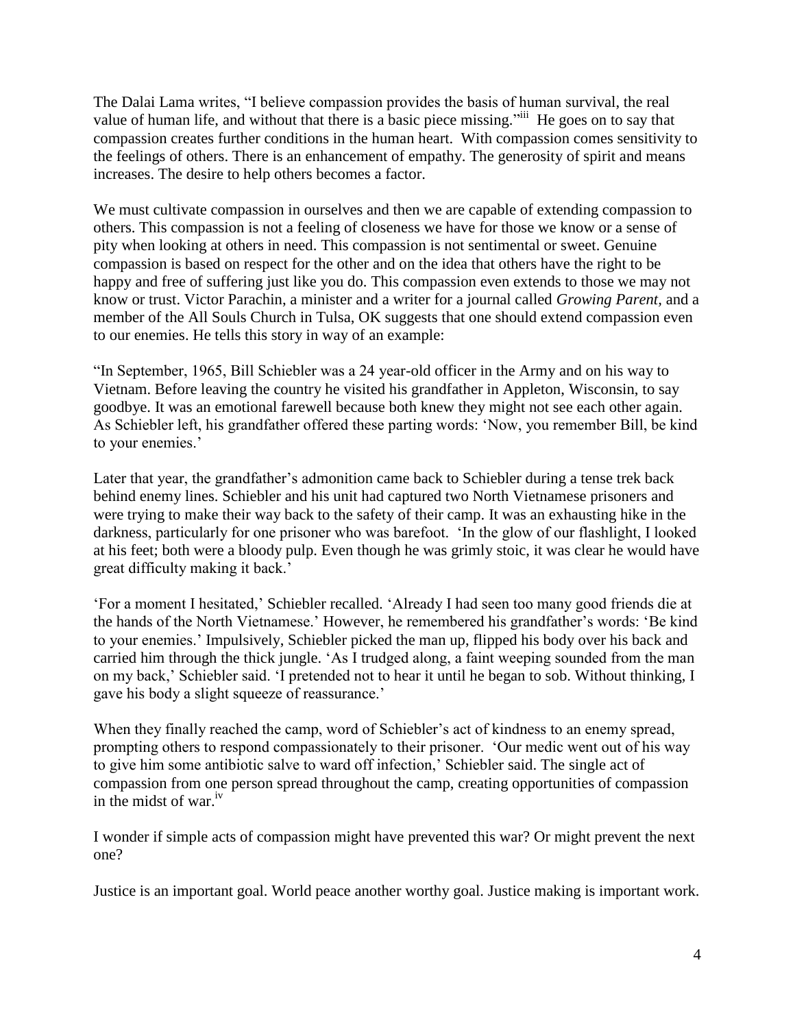The Dalai Lama writes, "I believe compassion provides the basis of human survival, the real value of human life, and without that there is a basic piece missing."[iii] He goes on to say that compassion creates further conditions in the human heart. With compassion comes sensitivity to the feelings of others. There is an enhancement of empathy. The generosity of spirit and means increases. The desire to help others becomes a factor.

We must cultivate compassion in ourselves and then we are capable of extending compassion to others. This compassion is not a feeling of closeness we have for those we know or a sense of pity when looking at others in need. This compassion is not sentimental or sweet. Genuine compassion is based on respect for the other and on the idea that others have the right to be happy and free of suffering just like you do. This compassion even extends to those we may not know or trust. Victor Parachin, a minister and a writer for a journal called *Growing Parent*, and a member of the All Souls Church in Tulsa, OK suggests that one should extend compassion even to our enemies. He tells this story in way of an example:

"In September, 1965, Bill Schiebler was a 24 year-old officer in the Army and on his way to Vietnam. Before leaving the country he visited his grandfather in Appleton, Wisconsin, to say goodbye. It was an emotional farewell because both knew they might not see each other again. As Schiebler left, his grandfather offered these parting words: 'Now, you remember Bill, be kind to your enemies.'

Later that year, the grandfather's admonition came back to Schiebler during a tense trek back behind enemy lines. Schiebler and his unit had captured two North Vietnamese prisoners and were trying to make their way back to the safety of their camp. It was an exhausting hike in the darkness, particularly for one prisoner who was barefoot. 'In the glow of our flashlight, I looked at his feet; both were a bloody pulp. Even though he was grimly stoic, it was clear he would have great difficulty making it back.'

'For a moment I hesitated,' Schiebler recalled. 'Already I had seen too many good friends die at the hands of the North Vietnamese.' However, he remembered his grandfather's words: 'Be kind to your enemies.' Impulsively, Schiebler picked the man up, flipped his body over his back and carried him through the thick jungle. 'As I trudged along, a faint weeping sounded from the man on my back,' Schiebler said. 'I pretended not to hear it until he began to sob. Without thinking, I gave his body a slight squeeze of reassurance.'

When they finally reached the camp, word of Schiebler's act of kindness to an enemy spread, prompting others to respond compassionately to their prisoner. 'Our medic went out of his way to give him some antibiotic salve to ward off infection,' Schiebler said. The single act of compassion from one person spread throughout the camp, creating opportunities of compassion in the midst of war.[iv]

I wonder if simple acts of compassion might have prevented this war? Or might prevent the next one?

Justice is an important goal. World peace another worthy goal. Justice making is important work.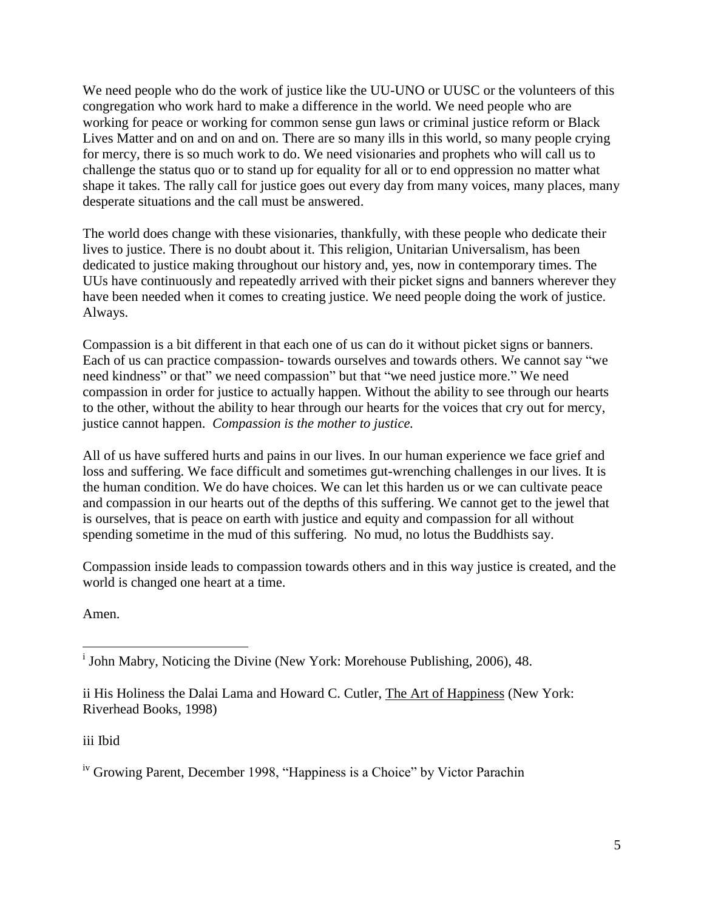We need people who do the work of justice like the UU-UNO or UUSC or the volunteers of this congregation who work hard to make a difference in the world. We need people who are working for peace or working for common sense gun laws or criminal justice reform or Black Lives Matter and on and on and on. There are so many ills in this world, so many people crying for mercy, there is so much work to do. We need visionaries and prophets who will call us to challenge the status quo or to stand up for equality for all or to end oppression no matter what shape it takes. The rally call for justice goes out every day from many voices, many places, many desperate situations and the call must be answered.

The world does change with these visionaries, thankfully, with these people who dedicate their lives to justice. There is no doubt about it. This religion, Unitarian Universalism, has been dedicated to justice making throughout our history and, yes, now in contemporary times. The UUs have continuously and repeatedly arrived with their picket signs and banners wherever they have been needed when it comes to creating justice. We need people doing the work of justice. Always.

Compassion is a bit different in that each one of us can do it without picket signs or banners. Each of us can practice compassion- towards ourselves and towards others. We cannot say "we need kindness" or that" we need compassion" but that "we need justice more." We need compassion in order for justice to actually happen. Without the ability to see through our hearts to the other, without the ability to hear through our hearts for the voices that cry out for mercy, justice cannot happen. *Compassion is the mother to justice.*

All of us have suffered hurts and pains in our lives. In our human experience we face grief and loss and suffering. We face difficult and sometimes gut-wrenching challenges in our lives. It is the human condition. We do have choices. We can let this harden us or we can cultivate peace and compassion in our hearts out of the depths of this suffering. We cannot get to the jewel that is ourselves, that is peace on earth with justice and equity and compassion for all without spending sometime in the mud of this suffering. No mud, no lotus the Buddhists say.

Compassion inside leads to compassion towards others and in this way justice is created, and the world is changed one heart at a time.

Amen.

---

[i] John Mabry, Noticing the Divine (New York: Morehouse Publishing, 2006), 48.

ii His Holiness the Dalai Lama and Howard C. Cutler, The Art of Happiness (New York: Riverhead Books, 1998)

iii Ibid

[iv] Growing Parent, December 1998, "Happiness is a Choice" by Victor Parachin